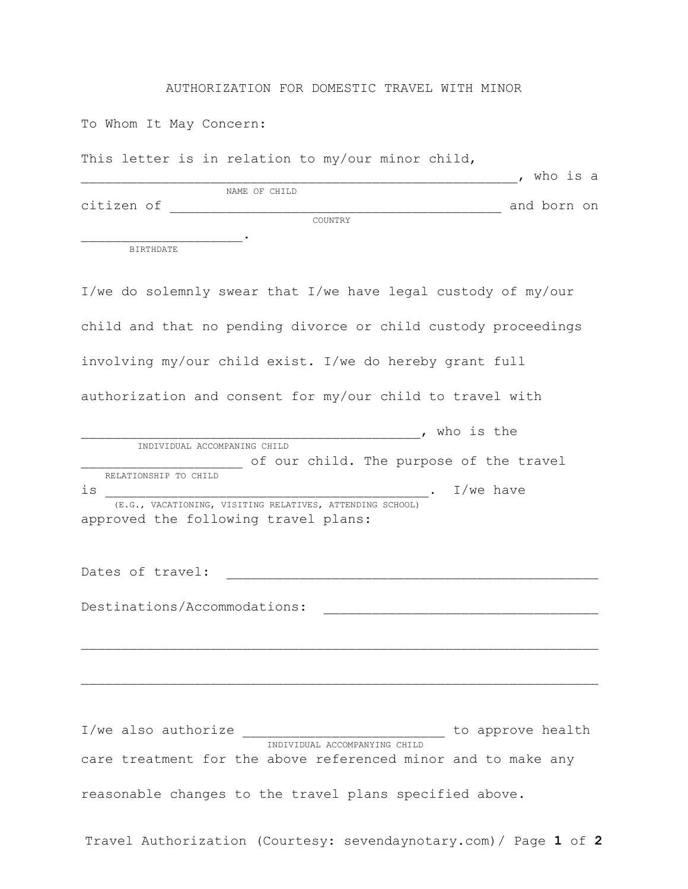# AUTHORIZATION FOR DOMESTIC TRAVEL WITH MINOR

To Whom It May Concern:

This letter is in relation to my/our minor child, ______________________________________________________, who is a
NAME OF CHILD

citizen of ________________________________________ and born on
COUNTRY

____________________.
BIRTHDATE

I/we do solemnly swear that I/we have legal custody of my/our child and that no pending divorce or child custody proceedings involving my/our child exist. I/we do hereby grant full authorization and consent for my/our child to travel with

_________________________________________, who is the
INDIVIDUAL ACCOMPANING CHILD

____________________ of our child. The purpose of the travel
RELATIONSHIP TO CHILD

is ________________________________________. I/we have
(E.G., VACATIONING, VISITING RELATIVES, ATTENDING SCHOOL)

approved the following travel plans:

Dates of travel: ______________________________________________

Destinations/Accommodations: __________________________________

________________________________________________________________

________________________________________________________________

I/we also authorize _________________________ to approve health
INDIVIDUAL ACCOMPANYING CHILD

care treatment for the above referenced minor and to make any reasonable changes to the travel plans specified above.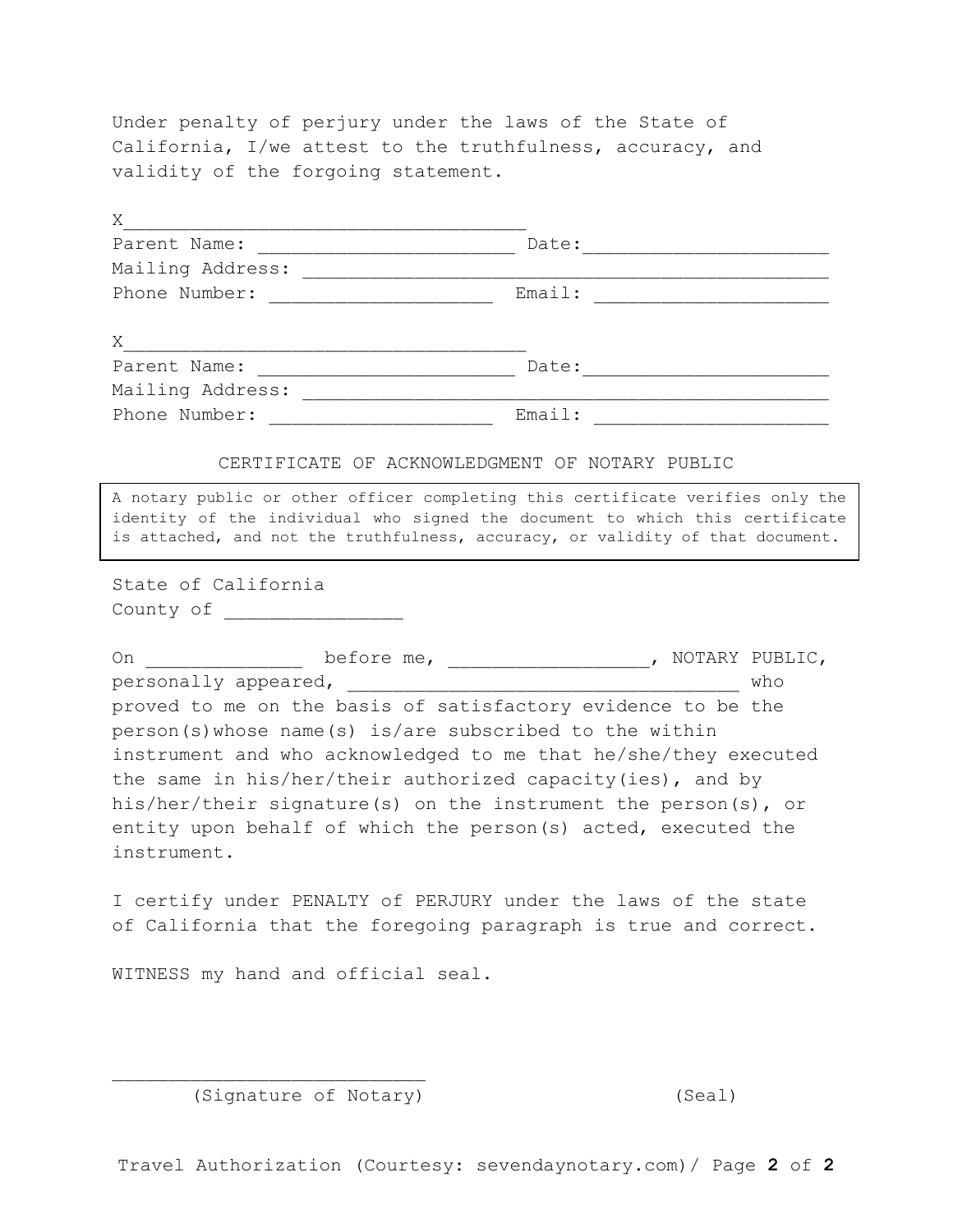Under penalty of perjury under the laws of the State of California, I/we attest to the truthfulness, accuracy, and validity of the forgoing statement.

X_____________________________________
Parent Name: ________________________ Date:______________________
Mailing Address: _________________________________________________
Phone Number: ____________________ Email: _____________________

X_____________________________________
Parent Name: ________________________ Date:______________________
Mailing Address: _________________________________________________
Phone Number: ____________________ Email: _____________________

CERTIFICATE OF ACKNOWLEDGMENT OF NOTARY PUBLIC

> A notary public or other officer completing this certificate verifies only the identity of the individual who signed the document to which this certificate is attached, and not the truthfulness, accuracy, or validity of that document.

State of California
County of ________________

On ______________ before me, __________________, NOTARY PUBLIC, personally appeared, ____________________________________ who proved to me on the basis of satisfactory evidence to be the person(s)whose name(s) is/are subscribed to the within instrument and who acknowledged to me that he/she/they executed the same in his/her/their authorized capacity(ies), and by his/her/their signature(s) on the instrument the person(s), or entity upon behalf of which the person(s) acted, executed the instrument.

I certify under PENALTY of PERJURY under the laws of the state of California that the foregoing paragraph is true and correct.

WITNESS my hand and official seal.

_____________________________
(Signature of Notary) (Seal)